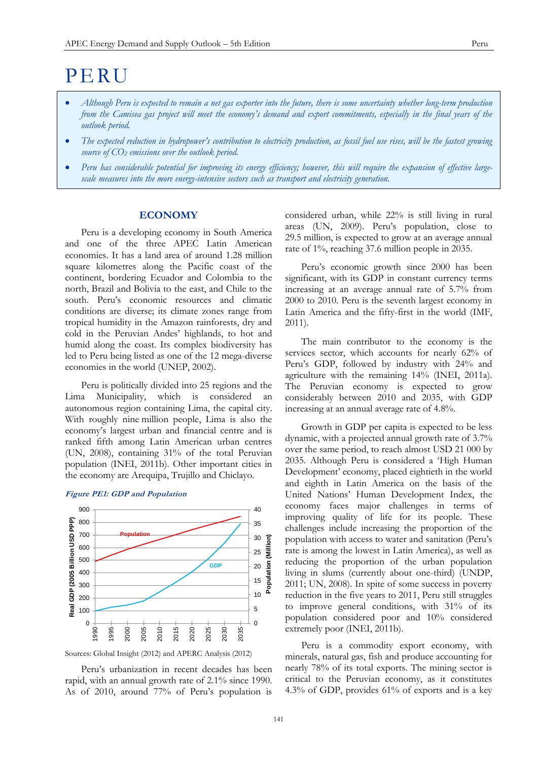# PERU

- *Although Peru is expected to remain a net gas exporter into the future, there is some uncertainty whether long-term production from the Camisea gas project will meet the economy's demand and export commitments, especially in the final years of the outlook period.*
- *The expected reduction in hydropower's contribution to electricity production, as fossil fuel use rises, will be the fastest growing source of $CO_2$ emissions over the outlook period.*
- *Peru has considerable potential for improving its energy efficiency; however, this will require the expansion of effective large-scale measures into the more energy-intensive sectors such as transport and electricity generation.*

## ECONOMY

Peru is a developing economy in South America and one of the three APEC Latin American economies. It has a land area of around 1.28 million square kilometres along the Pacific coast of the continent, bordering Ecuador and Colombia to the north, Brazil and Bolivia to the east, and Chile to the south. Peru's economic resources and climatic conditions are diverse; its climate zones range from tropical humidity in the Amazon rainforests, dry and cold in the Peruvian Andes' highlands, to hot and humid along the coast. Its complex biodiversity has led to Peru being listed as one of the 12 mega-diverse economies in the world (UNEP, 2002).

Peru is politically divided into 25 regions and the Lima Municipality, which is considered an autonomous region containing Lima, the capital city. With roughly nine million people, Lima is also the economy's largest urban and financial centre and is ranked fifth among Latin American urban centres (UN, 2008), containing 31% of the total Peruvian population (INEI, 2011b). Other important cities in the economy are Arequipa, Trujillo and Chiclayo.

*Figure PE1: GDP and Population*

Sources: Global Insight (2012) and APERC Analysis (2012)

Peru's urbanization in recent decades has been rapid, with an annual growth rate of 2.1% since 1990. As of 2010, around 77% of Peru's population is considered urban, while 22% is still living in rural areas (UN, 2009). Peru's population, close to 29.5 million, is expected to grow at an average annual rate of 1%, reaching 37.6 million people in 2035.

Peru's economic growth since 2000 has been significant, with its GDP in constant currency terms increasing at an average annual rate of 5.7% from 2000 to 2010. Peru is the seventh largest economy in Latin America and the fifty-first in the world (IMF, 2011).

The main contributor to the economy is the services sector, which accounts for nearly 62% of Peru's GDP, followed by industry with 24% and agriculture with the remaining 14% (INEI, 2011a). The Peruvian economy is expected to grow considerably between 2010 and 2035, with GDP increasing at an annual average rate of 4.8%.

Growth in GDP per capita is expected to be less dynamic, with a projected annual growth rate of 3.7% over the same period, to reach almost USD 21 000 by 2035. Although Peru is considered a 'High Human Development' economy, placed eightieth in the world and eighth in Latin America on the basis of the United Nations' Human Development Index, the economy faces major challenges in terms of improving quality of life for its people. These challenges include increasing the proportion of the population with access to water and sanitation (Peru's rate is among the lowest in Latin America), as well as reducing the proportion of the urban population living in slums (currently about one-third) (UNDP, 2011; UN, 2008). In spite of some success in poverty reduction in the five years to 2011, Peru still struggles to improve general conditions, with 31% of its population considered poor and 10% considered extremely poor (INEI, 2011b).

Peru is a commodity export economy, with minerals, natural gas, fish and produce accounting for nearly 78% of its total exports. The mining sector is critical to the Peruvian economy, as it constitutes 4.3% of GDP, provides 61% of exports and is a key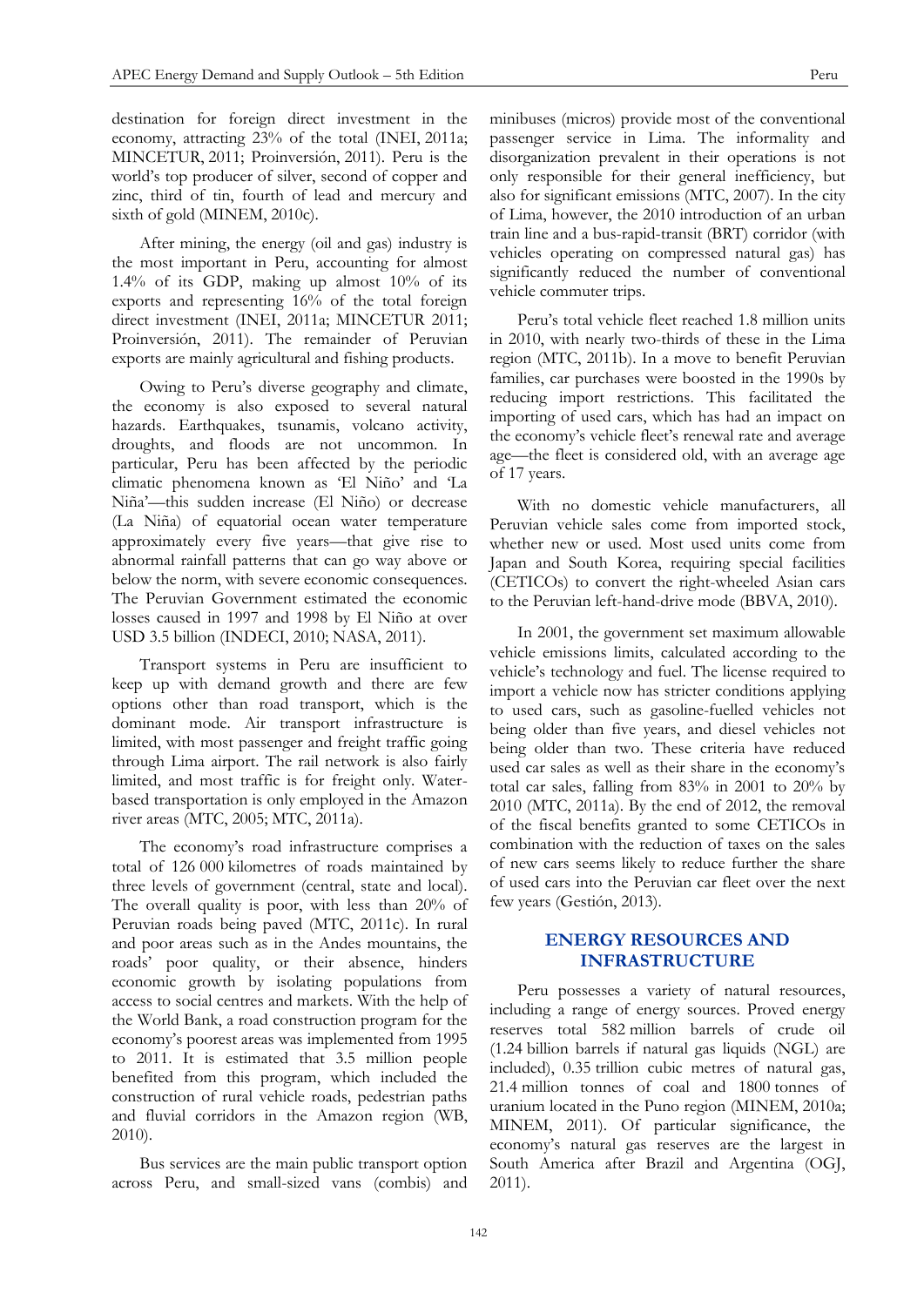destination for foreign direct investment in the economy, attracting 23% of the total (INEI, 2011a; MINCETUR, 2011; Proinversión, 2011). Peru is the world's top producer of silver, second of copper and zinc, third of tin, fourth of lead and mercury and sixth of gold (MINEM, 2010c).

After mining, the energy (oil and gas) industry is the most important in Peru, accounting for almost 1.4% of its GDP, making up almost 10% of its exports and representing 16% of the total foreign direct investment (INEI, 2011a; MINCETUR 2011; Proinversión, 2011). The remainder of Peruvian exports are mainly agricultural and fishing products.

Owing to Peru's diverse geography and climate, the economy is also exposed to several natural hazards. Earthquakes, tsunamis, volcano activity, droughts, and floods are not uncommon. In particular, Peru has been affected by the periodic climatic phenomena known as 'El Niño' and 'La Niña'—this sudden increase (El Niño) or decrease (La Niña) of equatorial ocean water temperature approximately every five years—that give rise to abnormal rainfall patterns that can go way above or below the norm, with severe economic consequences. The Peruvian Government estimated the economic losses caused in 1997 and 1998 by El Niño at over USD 3.5 billion (INDECI, 2010; NASA, 2011).

Transport systems in Peru are insufficient to keep up with demand growth and there are few options other than road transport, which is the dominant mode. Air transport infrastructure is limited, with most passenger and freight traffic going through Lima airport. The rail network is also fairly limited, and most traffic is for freight only. Water-based transportation is only employed in the Amazon river areas (MTC, 2005; MTC, 2011a).

The economy's road infrastructure comprises a total of 126 000 kilometres of roads maintained by three levels of government (central, state and local). The overall quality is poor, with less than 20% of Peruvian roads being paved (MTC, 2011c). In rural and poor areas such as in the Andes mountains, the roads' poor quality, or their absence, hinders economic growth by isolating populations from access to social centres and markets. With the help of the World Bank, a road construction program for the economy's poorest areas was implemented from 1995 to 2011. It is estimated that 3.5 million people benefited from this program, which included the construction of rural vehicle roads, pedestrian paths and fluvial corridors in the Amazon region (WB, 2010).

Bus services are the main public transport option across Peru, and small-sized vans (combis) and minibuses (micros) provide most of the conventional passenger service in Lima. The informality and disorganization prevalent in their operations is not only responsible for their general inefficiency, but also for significant emissions (MTC, 2007). In the city of Lima, however, the 2010 introduction of an urban train line and a bus-rapid-transit (BRT) corridor (with vehicles operating on compressed natural gas) has significantly reduced the number of conventional vehicle commuter trips.

Peru's total vehicle fleet reached 1.8 million units in 2010, with nearly two-thirds of these in the Lima region (MTC, 2011b). In a move to benefit Peruvian families, car purchases were boosted in the 1990s by reducing import restrictions. This facilitated the importing of used cars, which has had an impact on the economy's vehicle fleet's renewal rate and average age—the fleet is considered old, with an average age of 17 years.

With no domestic vehicle manufacturers, all Peruvian vehicle sales come from imported stock, whether new or used. Most used units come from Japan and South Korea, requiring special facilities (CETICOs) to convert the right-wheeled Asian cars to the Peruvian left-hand-drive mode (BBVA, 2010).

In 2001, the government set maximum allowable vehicle emissions limits, calculated according to the vehicle's technology and fuel. The license required to import a vehicle now has stricter conditions applying to used cars, such as gasoline-fuelled vehicles not being older than five years, and diesel vehicles not being older than two. These criteria have reduced used car sales as well as their share in the economy's total car sales, falling from 83% in 2001 to 20% by 2010 (MTC, 2011a). By the end of 2012, the removal of the fiscal benefits granted to some CETICOs in combination with the reduction of taxes on the sales of new cars seems likely to reduce further the share of used cars into the Peruvian car fleet over the next few years (Gestión, 2013).

## ENERGY RESOURCES AND INFRASTRUCTURE

Peru possesses a variety of natural resources, including a range of energy sources. Proved energy reserves total 582 million barrels of crude oil (1.24 billion barrels if natural gas liquids (NGL) are included), 0.35 trillion cubic metres of natural gas, 21.4 million tonnes of coal and 1800 tonnes of uranium located in the Puno region (MINEM, 2010a; MINEM, 2011). Of particular significance, the economy's natural gas reserves are the largest in South America after Brazil and Argentina (OGJ, 2011).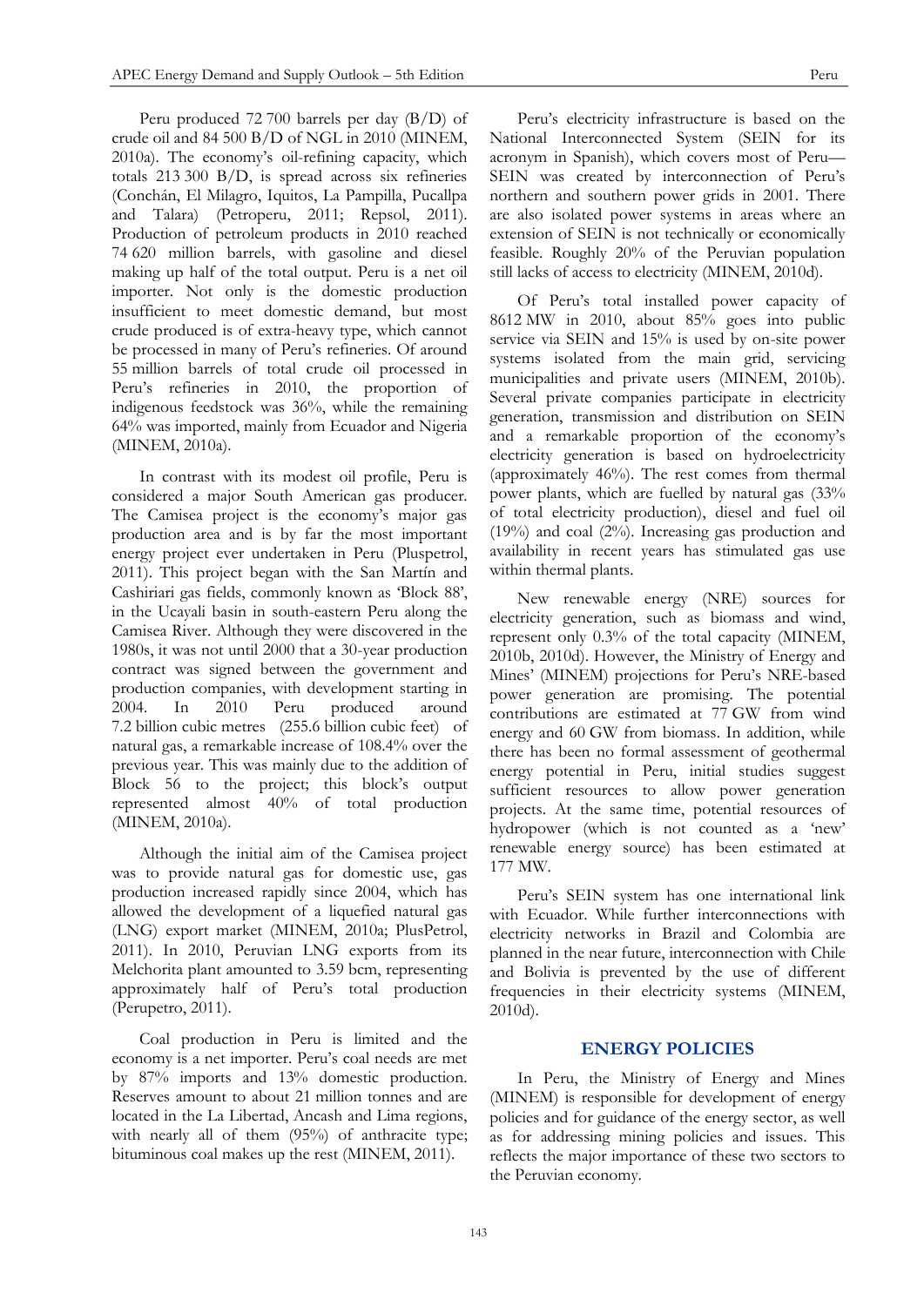Peru produced 72 700 barrels per day (B/D) of crude oil and 84 500 B/D of NGL in 2010 (MINEM, 2010a). The economy's oil-refining capacity, which totals 213 300 B/D, is spread across six refineries (Conchán, El Milagro, Iquitos, La Pampilla, Pucallpa and Talara) (Petroperu, 2011; Repsol, 2011). Production of petroleum products in 2010 reached 74 620 million barrels, with gasoline and diesel making up half of the total output. Peru is a net oil importer. Not only is the domestic production insufficient to meet domestic demand, but most crude produced is of extra-heavy type, which cannot be processed in many of Peru's refineries. Of around 55 million barrels of total crude oil processed in Peru's refineries in 2010, the proportion of indigenous feedstock was 36%, while the remaining 64% was imported, mainly from Ecuador and Nigeria (MINEM, 2010a).

In contrast with its modest oil profile, Peru is considered a major South American gas producer. The Camisea project is the economy's major gas production area and is by far the most important energy project ever undertaken in Peru (Pluspetrol, 2011). This project began with the San Martín and Cashiriari gas fields, commonly known as 'Block 88', in the Ucayali basin in south-eastern Peru along the Camisea River. Although they were discovered in the 1980s, it was not until 2000 that a 30-year production contract was signed between the government and production companies, with development starting in 2004. In 2010 Peru produced around 7.2 billion cubic metres (255.6 billion cubic feet) of natural gas, a remarkable increase of 108.4% over the previous year. This was mainly due to the addition of Block 56 to the project; this block's output represented almost 40% of total production (MINEM, 2010a).

Although the initial aim of the Camisea project was to provide natural gas for domestic use, gas production increased rapidly since 2004, which has allowed the development of a liquefied natural gas (LNG) export market (MINEM, 2010a; PlusPetrol, 2011). In 2010, Peruvian LNG exports from its Melchorita plant amounted to 3.59 bcm, representing approximately half of Peru's total production (Perupetro, 2011).

Coal production in Peru is limited and the economy is a net importer. Peru's coal needs are met by 87% imports and 13% domestic production. Reserves amount to about 21 million tonnes and are located in the La Libertad, Ancash and Lima regions, with nearly all of them (95%) of anthracite type; bituminous coal makes up the rest (MINEM, 2011).

Peru's electricity infrastructure is based on the National Interconnected System (SEIN for its acronym in Spanish), which covers most of Peru—SEIN was created by interconnection of Peru's northern and southern power grids in 2001. There are also isolated power systems in areas where an extension of SEIN is not technically or economically feasible. Roughly 20% of the Peruvian population still lacks of access to electricity (MINEM, 2010d).

Of Peru's total installed power capacity of 8612 MW in 2010, about 85% goes into public service via SEIN and 15% is used by on-site power systems isolated from the main grid, servicing municipalities and private users (MINEM, 2010b). Several private companies participate in electricity generation, transmission and distribution on SEIN and a remarkable proportion of the economy's electricity generation is based on hydroelectricity (approximately 46%). The rest comes from thermal power plants, which are fuelled by natural gas (33% of total electricity production), diesel and fuel oil (19%) and coal (2%). Increasing gas production and availability in recent years has stimulated gas use within thermal plants.

New renewable energy (NRE) sources for electricity generation, such as biomass and wind, represent only 0.3% of the total capacity (MINEM, 2010b, 2010d). However, the Ministry of Energy and Mines' (MINEM) projections for Peru's NRE-based power generation are promising. The potential contributions are estimated at 77 GW from wind energy and 60 GW from biomass. In addition, while there has been no formal assessment of geothermal energy potential in Peru, initial studies suggest sufficient resources to allow power generation projects. At the same time, potential resources of hydropower (which is not counted as a 'new' renewable energy source) has been estimated at 177 MW.

Peru's SEIN system has one international link with Ecuador. While further interconnections with electricity networks in Brazil and Colombia are planned in the near future, interconnection with Chile and Bolivia is prevented by the use of different frequencies in their electricity systems (MINEM, 2010d).

## ENERGY POLICIES

In Peru, the Ministry of Energy and Mines (MINEM) is responsible for development of energy policies and for guidance of the energy sector, as well as for addressing mining policies and issues. This reflects the major importance of these two sectors to the Peruvian economy.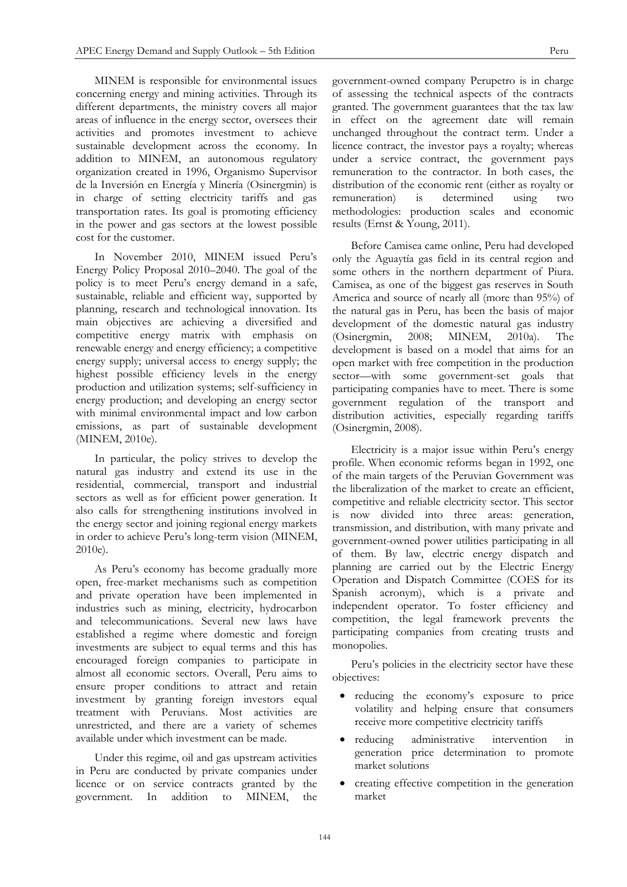MINEM is responsible for environmental issues concerning energy and mining activities. Through its different departments, the ministry covers all major areas of influence in the energy sector, oversees their activities and promotes investment to achieve sustainable development across the economy. In addition to MINEM, an autonomous regulatory organization created in 1996, Organismo Supervisor de la Inversión en Energía y Minería (Osinergmin) is in charge of setting electricity tariffs and gas transportation rates. Its goal is promoting efficiency in the power and gas sectors at the lowest possible cost for the customer.

In November 2010, MINEM issued Peru's Energy Policy Proposal 2010–2040. The goal of the policy is to meet Peru's energy demand in a safe, sustainable, reliable and efficient way, supported by planning, research and technological innovation. Its main objectives are achieving a diversified and competitive energy matrix with emphasis on renewable energy and energy efficiency; a competitive energy supply; universal access to energy supply; the highest possible efficiency levels in the energy production and utilization systems; self-sufficiency in energy production; and developing an energy sector with minimal environmental impact and low carbon emissions, as part of sustainable development (MINEM, 2010e).

In particular, the policy strives to develop the natural gas industry and extend its use in the residential, commercial, transport and industrial sectors as well as for efficient power generation. It also calls for strengthening institutions involved in the energy sector and joining regional energy markets in order to achieve Peru's long-term vision (MINEM, 2010e).

As Peru's economy has become gradually more open, free-market mechanisms such as competition and private operation have been implemented in industries such as mining, electricity, hydrocarbon and telecommunications. Several new laws have established a regime where domestic and foreign investments are subject to equal terms and this has encouraged foreign companies to participate in almost all economic sectors. Overall, Peru aims to ensure proper conditions to attract and retain investment by granting foreign investors equal treatment with Peruvians. Most activities are unrestricted, and there are a variety of schemes available under which investment can be made.

Under this regime, oil and gas upstream activities in Peru are conducted by private companies under licence or on service contracts granted by the government. In addition to MINEM, the government-owned company Perupetro is in charge of assessing the technical aspects of the contracts granted. The government guarantees that the tax law in effect on the agreement date will remain unchanged throughout the contract term. Under a licence contract, the investor pays a royalty; whereas under a service contract, the government pays remuneration to the contractor. In both cases, the distribution of the economic rent (either as royalty or remuneration) is determined using two methodologies: production scales and economic results (Ernst & Young, 2011).

Before Camisea came online, Peru had developed only the Aguaytía gas field in its central region and some others in the northern department of Piura. Camisea, as one of the biggest gas reserves in South America and source of nearly all (more than 95%) of the natural gas in Peru, has been the basis of major development of the domestic natural gas industry (Osinergmin, 2008; MINEM, 2010a). The development is based on a model that aims for an open market with free competition in the production sector—with some government-set goals that participating companies have to meet. There is some government regulation of the transport and distribution activities, especially regarding tariffs (Osinergmin, 2008).

Electricity is a major issue within Peru's energy profile. When economic reforms began in 1992, one of the main targets of the Peruvian Government was the liberalization of the market to create an efficient, competitive and reliable electricity sector. This sector is now divided into three areas: generation, transmission, and distribution, with many private and government-owned power utilities participating in all of them. By law, electric energy dispatch and planning are carried out by the Electric Energy Operation and Dispatch Committee (COES for its Spanish acronym), which is a private and independent operator. To foster efficiency and competition, the legal framework prevents the participating companies from creating trusts and monopolies.

Peru's policies in the electricity sector have these objectives:

- reducing the economy's exposure to price volatility and helping ensure that consumers receive more competitive electricity tariffs
- reducing administrative intervention in generation price determination to promote market solutions
- creating effective competition in the generation market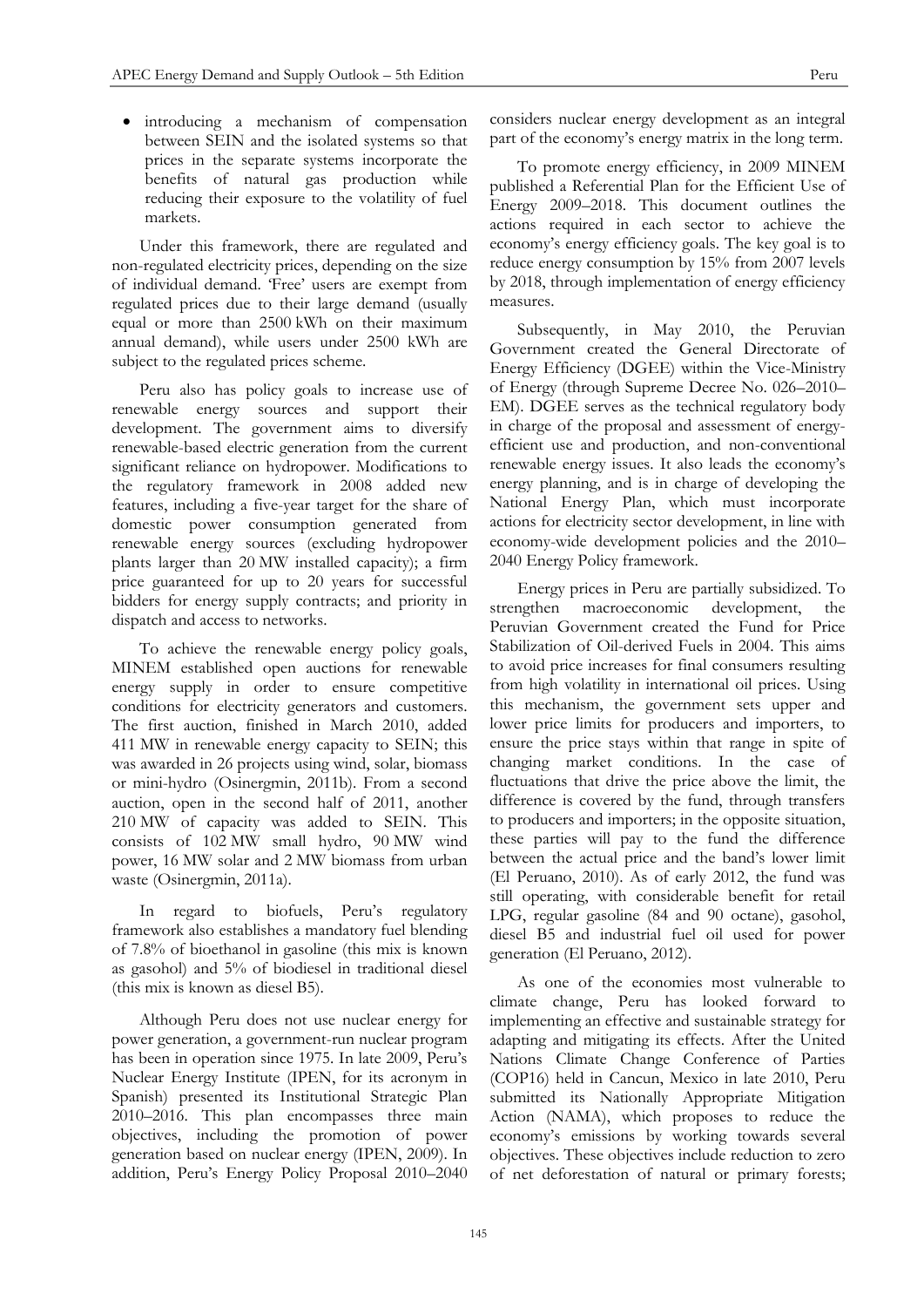- introducing a mechanism of compensation between SEIN and the isolated systems so that prices in the separate systems incorporate the benefits of natural gas production while reducing their exposure to the volatility of fuel markets.

Under this framework, there are regulated and non-regulated electricity prices, depending on the size of individual demand. 'Free' users are exempt from regulated prices due to their large demand (usually equal or more than 2500 kWh on their maximum annual demand), while users under 2500 kWh are subject to the regulated prices scheme.

Peru also has policy goals to increase use of renewable energy sources and support their development. The government aims to diversify renewable-based electric generation from the current significant reliance on hydropower. Modifications to the regulatory framework in 2008 added new features, including a five-year target for the share of domestic power consumption generated from renewable energy sources (excluding hydropower plants larger than 20 MW installed capacity); a firm price guaranteed for up to 20 years for successful bidders for energy supply contracts; and priority in dispatch and access to networks.

To achieve the renewable energy policy goals, MINEM established open auctions for renewable energy supply in order to ensure competitive conditions for electricity generators and customers. The first auction, finished in March 2010, added 411 MW in renewable energy capacity to SEIN; this was awarded in 26 projects using wind, solar, biomass or mini-hydro (Osinergmin, 2011b). From a second auction, open in the second half of 2011, another 210 MW of capacity was added to SEIN. This consists of 102 MW small hydro, 90 MW wind power, 16 MW solar and 2 MW biomass from urban waste (Osinergmin, 2011a).

In regard to biofuels, Peru's regulatory framework also establishes a mandatory fuel blending of 7.8% of bioethanol in gasoline (this mix is known as gasohol) and 5% of biodiesel in traditional diesel (this mix is known as diesel B5).

Although Peru does not use nuclear energy for power generation, a government-run nuclear program has been in operation since 1975. In late 2009, Peru's Nuclear Energy Institute (IPEN, for its acronym in Spanish) presented its Institutional Strategic Plan 2010–2016. This plan encompasses three main objectives, including the promotion of power generation based on nuclear energy (IPEN, 2009). In addition, Peru's Energy Policy Proposal 2010–2040 considers nuclear energy development as an integral part of the economy's energy matrix in the long term.

To promote energy efficiency, in 2009 MINEM published a Referential Plan for the Efficient Use of Energy 2009–2018. This document outlines the actions required in each sector to achieve the economy's energy efficiency goals. The key goal is to reduce energy consumption by 15% from 2007 levels by 2018, through implementation of energy efficiency measures.

Subsequently, in May 2010, the Peruvian Government created the General Directorate of Energy Efficiency (DGEE) within the Vice-Ministry of Energy (through Supreme Decree No. 026–2010–EM). DGEE serves as the technical regulatory body in charge of the proposal and assessment of energy-efficient use and production, and non-conventional renewable energy issues. It also leads the economy's energy planning, and is in charge of developing the National Energy Plan, which must incorporate actions for electricity sector development, in line with economy-wide development policies and the 2010–2040 Energy Policy framework.

Energy prices in Peru are partially subsidized. To strengthen macroeconomic development, the Peruvian Government created the Fund for Price Stabilization of Oil-derived Fuels in 2004. This aims to avoid price increases for final consumers resulting from high volatility in international oil prices. Using this mechanism, the government sets upper and lower price limits for producers and importers, to ensure the price stays within that range in spite of changing market conditions. In the case of fluctuations that drive the price above the limit, the difference is covered by the fund, through transfers to producers and importers; in the opposite situation, these parties will pay to the fund the difference between the actual price and the band's lower limit (El Peruano, 2010). As of early 2012, the fund was still operating, with considerable benefit for retail LPG, regular gasoline (84 and 90 octane), gasohol, diesel B5 and industrial fuel oil used for power generation (El Peruano, 2012).

As one of the economies most vulnerable to climate change, Peru has looked forward to implementing an effective and sustainable strategy for adapting and mitigating its effects. After the United Nations Climate Change Conference of Parties (COP16) held in Cancun, Mexico in late 2010, Peru submitted its Nationally Appropriate Mitigation Action (NAMA), which proposes to reduce the economy's emissions by working towards several objectives. These objectives include reduction to zero of net deforestation of natural or primary forests;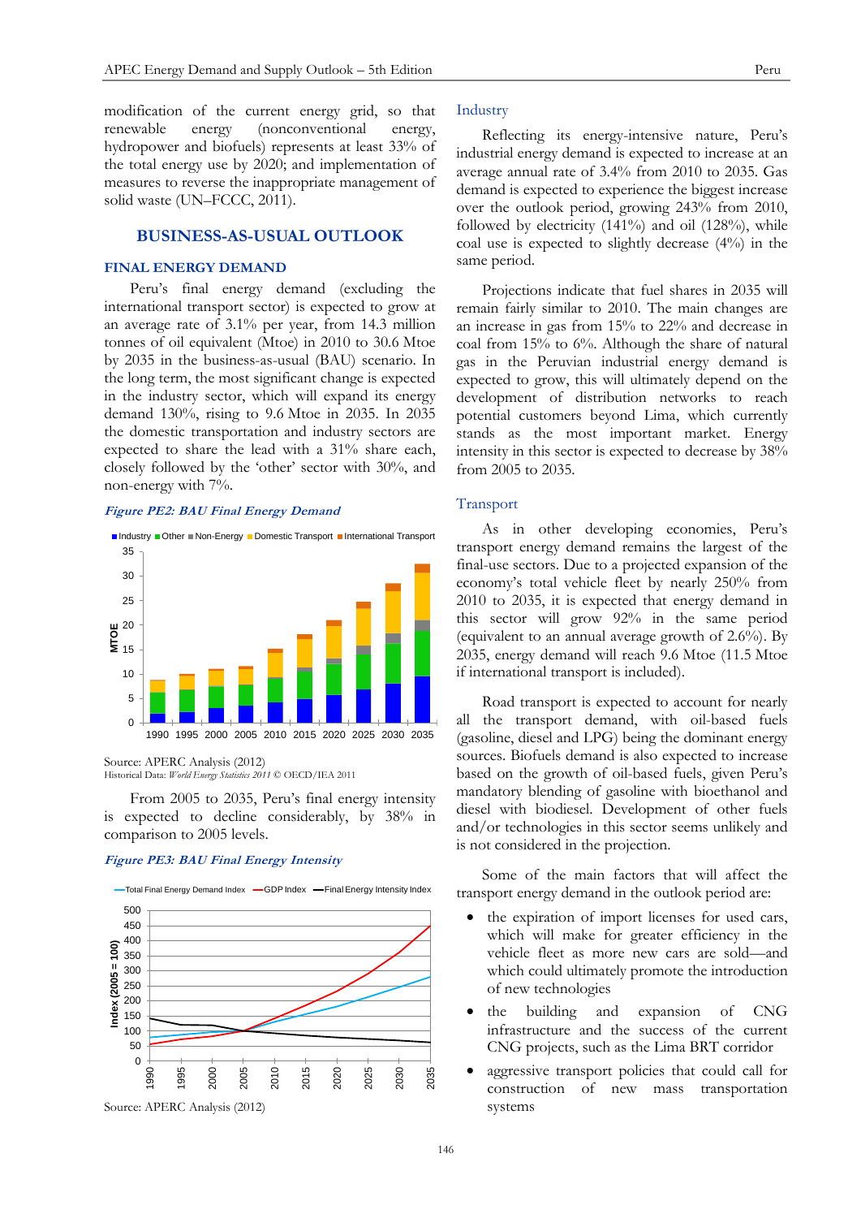modification of the current energy grid, so that renewable energy (nonconventional energy, hydropower and biofuels) represents at least 33% of the total energy use by 2020; and implementation of measures to reverse the inappropriate management of solid waste (UN–FCCC, 2011).

## BUSINESS-AS-USUAL OUTLOOK

### FINAL ENERGY DEMAND

Peru's final energy demand (excluding the international transport sector) is expected to grow at an average rate of 3.1% per year, from 14.3 million tonnes of oil equivalent (Mtoe) in 2010 to 30.6 Mtoe by 2035 in the business-as-usual (BAU) scenario. In the long term, the most significant change is expected in the industry sector, which will expand its energy demand 130%, rising to 9.6 Mtoe in 2035. In 2035 the domestic transportation and industry sectors are expected to share the lead with a 31% share each, closely followed by the 'other' sector with 30%, and non-energy with 7%.

*Figure PE2: BAU Final Energy Demand*

Source: APERC Analysis (2012)
Historical Data: *World Energy Statistics 2011* © OECD/IEA 2011

From 2005 to 2035, Peru's final energy intensity is expected to decline considerably, by 38% in comparison to 2005 levels.

*Figure PE3: BAU Final Energy Intensity*

Source: APERC Analysis (2012)

### Industry

Reflecting its energy-intensive nature, Peru's industrial energy demand is expected to increase at an average annual rate of 3.4% from 2010 to 2035. Gas demand is expected to experience the biggest increase over the outlook period, growing 243% from 2010, followed by electricity (141%) and oil (128%), while coal use is expected to slightly decrease (4%) in the same period.

Projections indicate that fuel shares in 2035 will remain fairly similar to 2010. The main changes are an increase in gas from 15% to 22% and decrease in coal from 15% to 6%. Although the share of natural gas in the Peruvian industrial energy demand is expected to grow, this will ultimately depend on the development of distribution networks to reach potential customers beyond Lima, which currently stands as the most important market. Energy intensity in this sector is expected to decrease by 38% from 2005 to 2035.

### Transport

As in other developing economies, Peru's transport energy demand remains the largest of the final-use sectors. Due to a projected expansion of the economy's total vehicle fleet by nearly 250% from 2010 to 2035, it is expected that energy demand in this sector will grow 92% in the same period (equivalent to an annual average growth of 2.6%). By 2035, energy demand will reach 9.6 Mtoe (11.5 Mtoe if international transport is included).

Road transport is expected to account for nearly all the transport demand, with oil-based fuels (gasoline, diesel and LPG) being the dominant energy sources. Biofuels demand is also expected to increase based on the growth of oil-based fuels, given Peru's mandatory blending of gasoline with bioethanol and diesel with biodiesel. Development of other fuels and/or technologies in this sector seems unlikely and is not considered in the projection.

Some of the main factors that will affect the transport energy demand in the outlook period are:

- the expiration of import licenses for used cars, which will make for greater efficiency in the vehicle fleet as more new cars are sold—and which could ultimately promote the introduction of new technologies
- the building and expansion of CNG infrastructure and the success of the current CNG projects, such as the Lima BRT corridor
- aggressive transport policies that could call for construction of new mass transportation systems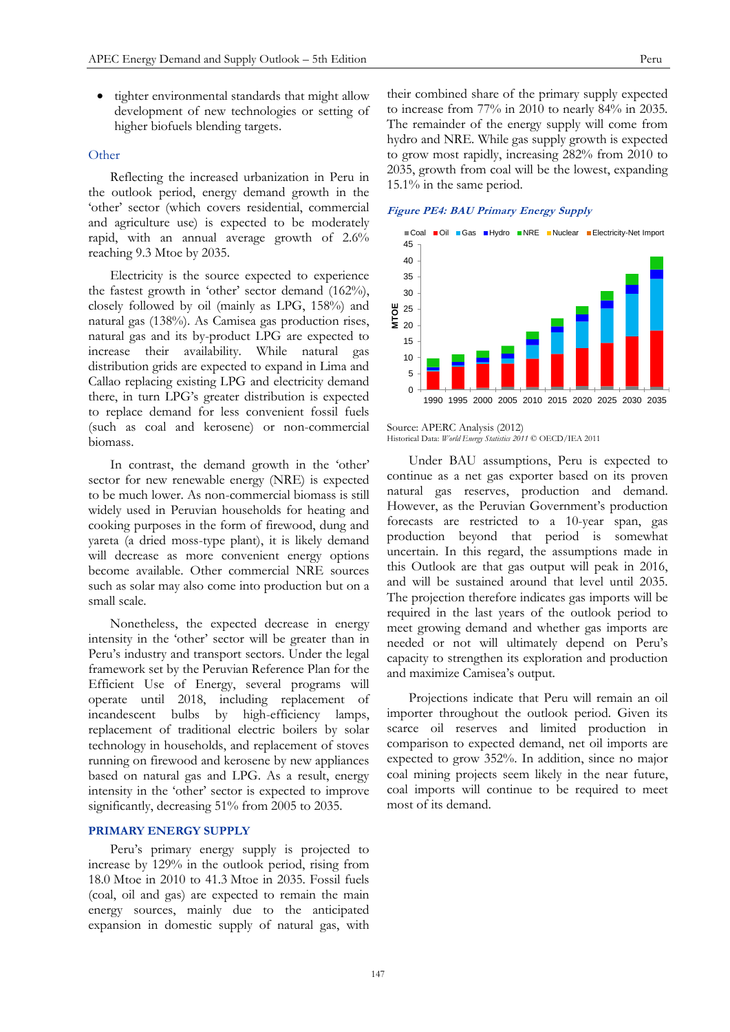- tighter environmental standards that might allow development of new technologies or setting of higher biofuels blending targets.

### Other

Reflecting the increased urbanization in Peru in the outlook period, energy demand growth in the 'other' sector (which covers residential, commercial and agriculture use) is expected to be moderately rapid, with an annual average growth of 2.6% reaching 9.3 Mtoe by 2035.

Electricity is the source expected to experience the fastest growth in 'other' sector demand (162%), closely followed by oil (mainly as LPG, 158%) and natural gas (138%). As Camisea gas production rises, natural gas and its by-product LPG are expected to increase their availability. While natural gas distribution grids are expected to expand in Lima and Callao replacing existing LPG and electricity demand there, in turn LPG's greater distribution is expected to replace demand for less convenient fossil fuels (such as coal and kerosene) or non-commercial biomass.

In contrast, the demand growth in the 'other' sector for new renewable energy (NRE) is expected to be much lower. As non-commercial biomass is still widely used in Peruvian households for heating and cooking purposes in the form of firewood, dung and yareta (a dried moss-type plant), it is likely demand will decrease as more convenient energy options become available. Other commercial NRE sources such as solar may also come into production but on a small scale.

Nonetheless, the expected decrease in energy intensity in the 'other' sector will be greater than in Peru's industry and transport sectors. Under the legal framework set by the Peruvian Reference Plan for the Efficient Use of Energy, several programs will operate until 2018, including replacement of incandescent bulbs by high-efficiency lamps, replacement of traditional electric boilers by solar technology in households, and replacement of stoves running on firewood and kerosene by new appliances based on natural gas and LPG. As a result, energy intensity in the 'other' sector is expected to improve significantly, decreasing 51% from 2005 to 2035.

## PRIMARY ENERGY SUPPLY

Peru's primary energy supply is projected to increase by 129% in the outlook period, rising from 18.0 Mtoe in 2010 to 41.3 Mtoe in 2035. Fossil fuels (coal, oil and gas) are expected to remain the main energy sources, mainly due to the anticipated expansion in domestic supply of natural gas, with their combined share of the primary supply expected to increase from 77% in 2010 to nearly 84% in 2035. The remainder of the energy supply will come from hydro and NRE. While gas supply growth is expected to grow most rapidly, increasing 282% from 2010 to 2035, growth from coal will be the lowest, expanding 15.1% in the same period.

***Figure PE4: BAU Primary Energy Supply***

Source: APERC Analysis (2012)
Historical Data: *World Energy Statistics 2011* © OECD/IEA 2011

Under BAU assumptions, Peru is expected to continue as a net gas exporter based on its proven natural gas reserves, production and demand. However, as the Peruvian Government's production forecasts are restricted to a 10-year span, gas production beyond that period is somewhat uncertain. In this regard, the assumptions made in this Outlook are that gas output will peak in 2016, and will be sustained around that level until 2035. The projection therefore indicates gas imports will be required in the last years of the outlook period to meet growing demand and whether gas imports are needed or not will ultimately depend on Peru's capacity to strengthen its exploration and production and maximize Camisea's output.

Projections indicate that Peru will remain an oil importer throughout the outlook period. Given its scarce oil reserves and limited production in comparison to expected demand, net oil imports are expected to grow 352%. In addition, since no major coal mining projects seem likely in the near future, coal imports will continue to be required to meet most of its demand.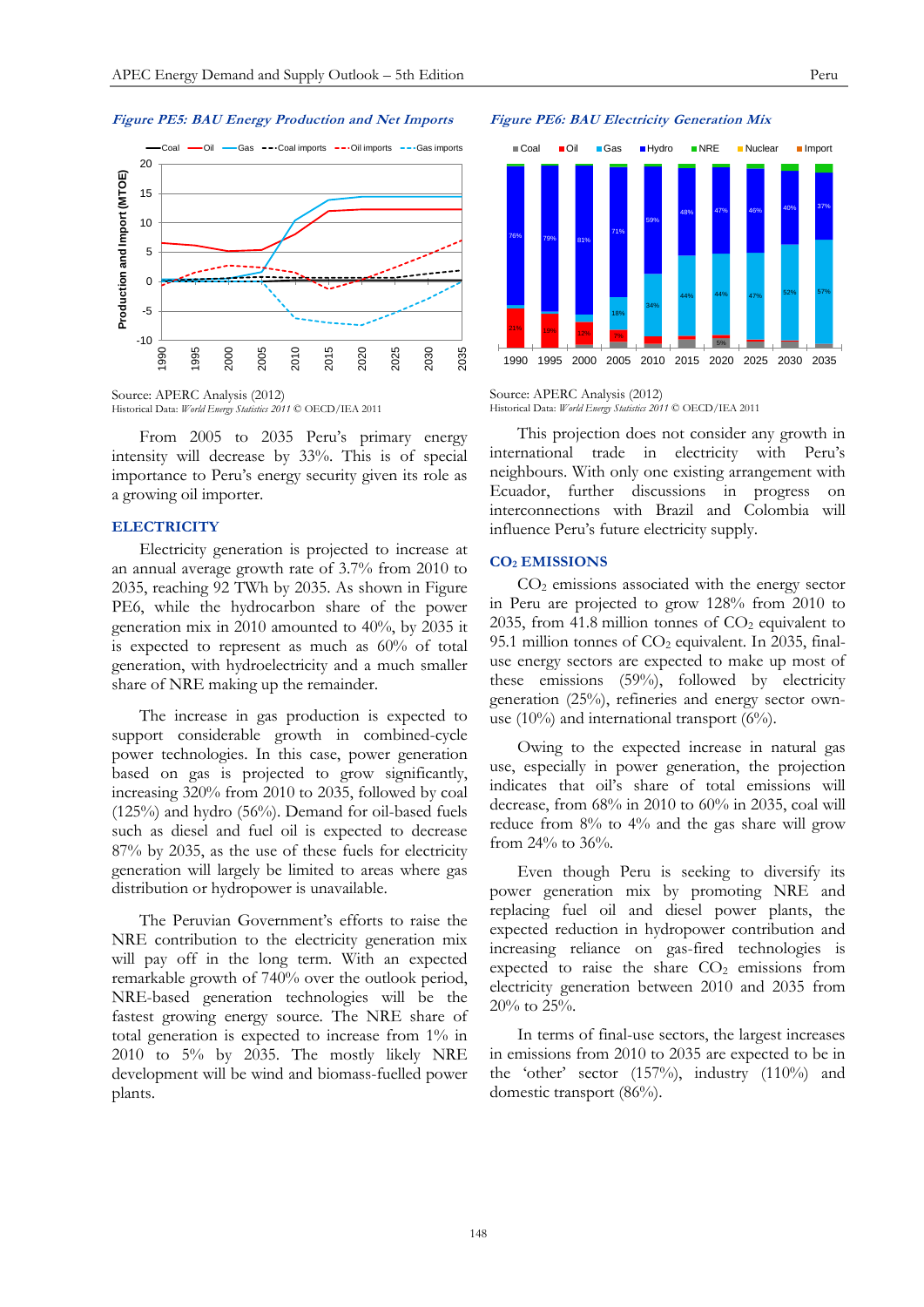*Figure PE5: BAU Energy Production and Net Imports*

Source: APERC Analysis (2012)
Historical Data: *World Energy Statistics 2011* © OECD/IEA 2011

From 2005 to 2035 Peru's primary energy intensity will decrease by 33%. This is of special importance to Peru's energy security given its role as a growing oil importer.

## ELECTRICITY

Electricity generation is projected to increase at an annual average growth rate of 3.7% from 2010 to 2035, reaching 92 TWh by 2035. As shown in Figure PE6, while the hydrocarbon share of the power generation mix in 2010 amounted to 40%, by 2035 it is expected to represent as much as 60% of total generation, with hydroelectricity and a much smaller share of NRE making up the remainder.

The increase in gas production is expected to support considerable growth in combined-cycle power technologies. In this case, power generation based on gas is projected to grow significantly, increasing 320% from 2010 to 2035, followed by coal (125%) and hydro (56%). Demand for oil-based fuels such as diesel and fuel oil is expected to decrease 87% by 2035, as the use of these fuels for electricity generation will largely be limited to areas where gas distribution or hydropower is unavailable.

The Peruvian Government's efforts to raise the NRE contribution to the electricity generation mix will pay off in the long term. With an expected remarkable growth of 740% over the outlook period, NRE-based generation technologies will be the fastest growing energy source. The NRE share of total generation is expected to increase from 1% in 2010 to 5% by 2035. The mostly likely NRE development will be wind and biomass-fuelled power plants.

*Figure PE6: BAU Electricity Generation Mix*

Source: APERC Analysis (2012)
Historical Data: *World Energy Statistics 2011* © OECD/IEA 2011

This projection does not consider any growth in international trade in electricity with Peru's neighbours. With only one existing arrangement with Ecuador, further discussions in progress on interconnections with Brazil and Colombia will influence Peru's future electricity supply.

## $CO_2$ EMISSIONS

$CO_2$ emissions associated with the energy sector in Peru are projected to grow 128% from 2010 to 2035, from 41.8 million tonnes of $CO_2$ equivalent to 95.1 million tonnes of $CO_2$ equivalent. In 2035, final-use energy sectors are expected to make up most of these emissions (59%), followed by electricity generation (25%), refineries and energy sector own-use (10%) and international transport (6%).

Owing to the expected increase in natural gas use, especially in power generation, the projection indicates that oil's share of total emissions will decrease, from 68% in 2010 to 60% in 2035, coal will reduce from 8% to 4% and the gas share will grow from 24% to 36%.

Even though Peru is seeking to diversify its power generation mix by promoting NRE and replacing fuel oil and diesel power plants, the expected reduction in hydropower contribution and increasing reliance on gas-fired technologies is expected to raise the share $CO_2$ emissions from electricity generation between 2010 and 2035 from 20% to 25%.

In terms of final-use sectors, the largest increases in emissions from 2010 to 2035 are expected to be in the 'other' sector (157%), industry (110%) and domestic transport (86%).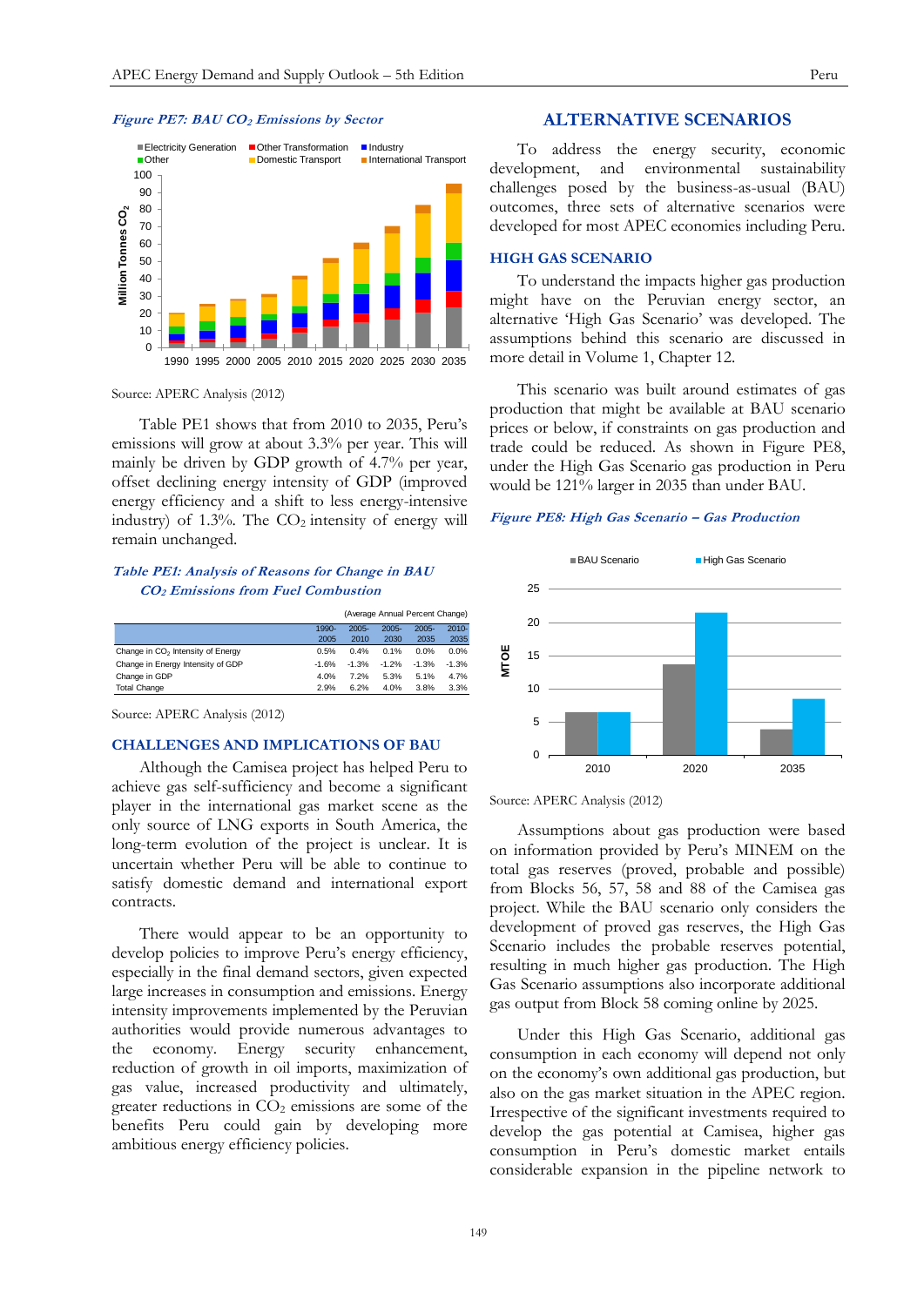*Figure PE7: BAU $CO_2$ Emissions by Sector*

Source: APERC Analysis (2012)

Table PE1 shows that from 2010 to 2035, Peru's emissions will grow at about 3.3% per year. This will mainly be driven by GDP growth of 4.7% per year, offset declining energy intensity of GDP (improved energy efficiency and a shift to less energy-intensive industry) of 1.3%. The $CO_2$ intensity of energy will remain unchanged.

*Table PE1: Analysis of Reasons for Change in BAU $CO_2$ Emissions from Fuel Combustion*

(Average Annual Percent Change)

| | 1990-2005 | 2005-2010 | 2005-2030 | 2005-2035 | 2010-2035 |
|---|---|---|---|---|---|
| Change in $CO_2$ Intensity of Energy | 0.5% | 0.4% | 0.1% | 0.0% | 0.0% |
| Change in Energy Intensity of GDP | -1.6% | -1.3% | -1.2% | -1.3% | -1.3% |
| Change in GDP | 4.0% | 7.2% | 5.3% | 5.1% | 4.7% |
| Total Change | 2.9% | 6.2% | 4.0% | 3.8% | 3.3% |

Source: APERC Analysis (2012)

## CHALLENGES AND IMPLICATIONS OF BAU

Although the Camisea project has helped Peru to achieve gas self-sufficiency and become a significant player in the international gas market scene as the only source of LNG exports in South America, the long-term evolution of the project is unclear. It is uncertain whether Peru will be able to continue to satisfy domestic demand and international export contracts.

There would appear to be an opportunity to develop policies to improve Peru's energy efficiency, especially in the final demand sectors, given expected large increases in consumption and emissions. Energy intensity improvements implemented by the Peruvian authorities would provide numerous advantages to the economy. Energy security enhancement, reduction of growth in oil imports, maximization of gas value, increased productivity and ultimately, greater reductions in $CO_2$ emissions are some of the benefits Peru could gain by developing more ambitious energy efficiency policies.

# ALTERNATIVE SCENARIOS

To address the energy security, economic development, and environmental sustainability challenges posed by the business-as-usual (BAU) outcomes, three sets of alternative scenarios were developed for most APEC economies including Peru.

## HIGH GAS SCENARIO

To understand the impacts higher gas production might have on the Peruvian energy sector, an alternative 'High Gas Scenario' was developed. The assumptions behind this scenario are discussed in more detail in Volume 1, Chapter 12.

This scenario was built around estimates of gas production that might be available at BAU scenario prices or below, if constraints on gas production and trade could be reduced. As shown in Figure PE8, under the High Gas Scenario gas production in Peru would be 121% larger in 2035 than under BAU.

*Figure PE8: High Gas Scenario – Gas Production*

Source: APERC Analysis (2012)

Assumptions about gas production were based on information provided by Peru's MINEM on the total gas reserves (proved, probable and possible) from Blocks 56, 57, 58 and 88 of the Camisea gas project. While the BAU scenario only considers the development of proved gas reserves, the High Gas Scenario includes the probable reserves potential, resulting in much higher gas production. The High Gas Scenario assumptions also incorporate additional gas output from Block 58 coming online by 2025.

Under this High Gas Scenario, additional gas consumption in each economy will depend not only on the economy's own additional gas production, but also on the gas market situation in the APEC region. Irrespective of the significant investments required to develop the gas potential at Camisea, higher gas consumption in Peru's domestic market entails considerable expansion in the pipeline network to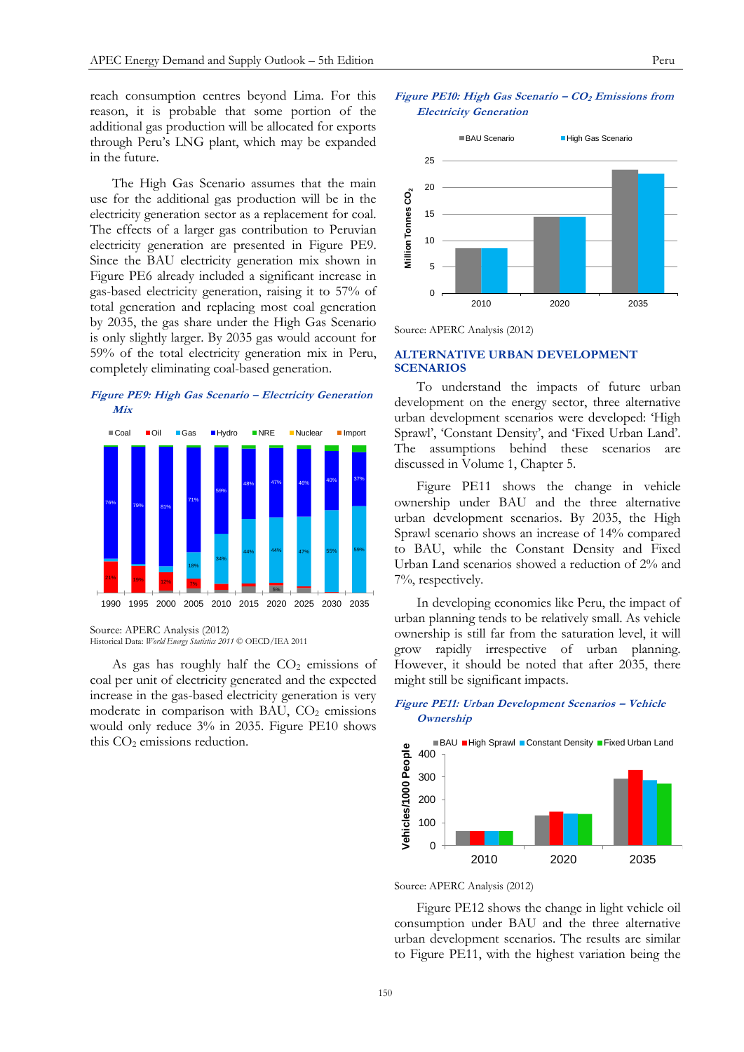reach consumption centres beyond Lima. For this reason, it is probable that some portion of the additional gas production will be allocated for exports through Peru's LNG plant, which may be expanded in the future.

The High Gas Scenario assumes that the main use for the additional gas production will be in the electricity generation sector as a replacement for coal. The effects of a larger gas contribution to Peruvian electricity generation are presented in Figure PE9. Since the BAU electricity generation mix shown in Figure PE6 already included a significant increase in gas-based electricity generation, raising it to 57% of total generation and replacing most coal generation by 2035, the gas share under the High Gas Scenario is only slightly larger. By 2035 gas would account for 59% of the total electricity generation mix in Peru, completely eliminating coal-based generation.

***Figure PE9: High Gas Scenario – Electricity Generation Mix***

Source: APERC Analysis (2012)
Historical Data: *World Energy Statistics 2011* © OECD/IEA 2011

As gas has roughly half the $CO_2$ emissions of coal per unit of electricity generated and the expected increase in the gas-based electricity generation is very moderate in comparison with BAU, $CO_2$ emissions would only reduce 3% in 2035. Figure PE10 shows this $CO_2$ emissions reduction.

***Figure PE10: High Gas Scenario – $CO_2$ Emissions from Electricity Generation***

Source: APERC Analysis (2012)

## ALTERNATIVE URBAN DEVELOPMENT SCENARIOS

To understand the impacts of future urban development on the energy sector, three alternative urban development scenarios were developed: 'High Sprawl', 'Constant Density', and 'Fixed Urban Land'. The assumptions behind these scenarios are discussed in Volume 1, Chapter 5.

Figure PE11 shows the change in vehicle ownership under BAU and the three alternative urban development scenarios. By 2035, the High Sprawl scenario shows an increase of 14% compared to BAU, while the Constant Density and Fixed Urban Land scenarios showed a reduction of 2% and 7%, respectively.

In developing economies like Peru, the impact of urban planning tends to be relatively small. As vehicle ownership is still far from the saturation level, it will grow rapidly irrespective of urban planning. However, it should be noted that after 2035, there might still be significant impacts.

***Figure PE11: Urban Development Scenarios – Vehicle Ownership***

Source: APERC Analysis (2012)

Figure PE12 shows the change in light vehicle oil consumption under BAU and the three alternative urban development scenarios. The results are similar to Figure PE11, with the highest variation being the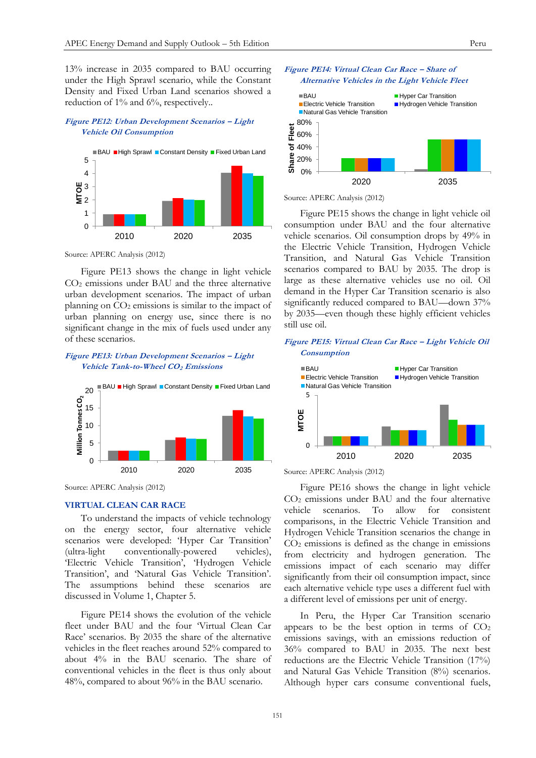13% increase in 2035 compared to BAU occurring under the High Sprawl scenario, while the Constant Density and Fixed Urban Land scenarios showed a reduction of 1% and 6%, respectively..

*Figure PE12: Urban Development Scenarios – Light Vehicle Oil Consumption*

Source: APERC Analysis (2012)

Figure PE13 shows the change in light vehicle $CO_2$ emissions under BAU and the three alternative urban development scenarios. The impact of urban planning on $CO_2$ emissions is similar to the impact of urban planning on energy use, since there is no significant change in the mix of fuels used under any of these scenarios.

*Figure PE13: Urban Development Scenarios – Light Vehicle Tank-to-Wheel $CO_2$ Emissions*

Source: APERC Analysis (2012)

## VIRTUAL CLEAN CAR RACE

To understand the impacts of vehicle technology on the energy sector, four alternative vehicle scenarios were developed: 'Hyper Car Transition' (ultra-light conventionally-powered vehicles), 'Electric Vehicle Transition', 'Hydrogen Vehicle Transition', and 'Natural Gas Vehicle Transition'. The assumptions behind these scenarios are discussed in Volume 1, Chapter 5.

Figure PE14 shows the evolution of the vehicle fleet under BAU and the four 'Virtual Clean Car Race' scenarios. By 2035 the share of the alternative vehicles in the fleet reaches around 52% compared to about 4% in the BAU scenario. The share of conventional vehicles in the fleet is thus only about 48%, compared to about 96% in the BAU scenario.

*Figure PE14: Virtual Clean Car Race – Share of Alternative Vehicles in the Light Vehicle Fleet*

Source: APERC Analysis (2012)

Figure PE15 shows the change in light vehicle oil consumption under BAU and the four alternative vehicle scenarios. Oil consumption drops by 49% in the Electric Vehicle Transition, Hydrogen Vehicle Transition, and Natural Gas Vehicle Transition scenarios compared to BAU by 2035. The drop is large as these alternative vehicles use no oil. Oil demand in the Hyper Car Transition scenario is also significantly reduced compared to BAU—down 37% by 2035—even though these highly efficient vehicles still use oil.

*Figure PE15: Virtual Clean Car Race – Light Vehicle Oil Consumption*

Source: APERC Analysis (2012)

Figure PE16 shows the change in light vehicle $CO_2$ emissions under BAU and the four alternative vehicle scenarios. To allow for consistent comparisons, in the Electric Vehicle Transition and Hydrogen Vehicle Transition scenarios the change in $CO_2$ emissions is defined as the change in emissions from electricity and hydrogen generation. The emissions impact of each scenario may differ significantly from their oil consumption impact, since each alternative vehicle type uses a different fuel with a different level of emissions per unit of energy.

In Peru, the Hyper Car Transition scenario appears to be the best option in terms of $CO_2$ emissions savings, with an emissions reduction of 36% compared to BAU in 2035. The next best reductions are the Electric Vehicle Transition (17%) and Natural Gas Vehicle Transition (8%) scenarios. Although hyper cars consume conventional fuels,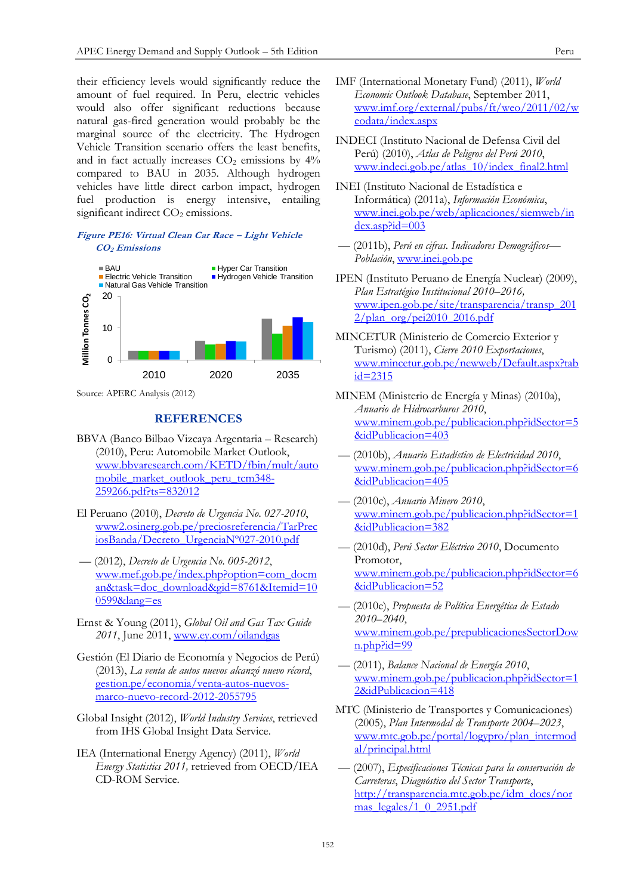their efficiency levels would significantly reduce the amount of fuel required. In Peru, electric vehicles would also offer significant reductions because natural gas-fired generation would probably be the marginal source of the electricity. The Hydrogen Vehicle Transition scenario offers the least benefits, and in fact actually increases $CO_2$ emissions by 4% compared to BAU in 2035. Although hydrogen vehicles have little direct carbon impact, hydrogen fuel production is energy intensive, entailing significant indirect $CO_2$ emissions.

***Figure PE16: Virtual Clean Car Race – Light Vehicle $CO_2$ Emissions***

Source: APERC Analysis (2012)

## REFERENCES

BBVA (Banco Bilbao Vizcaya Argentaria – Research) (2010), Peru: Automobile Market Outlook, www.bbvaresearch.com/KETD/fbin/mult/automobile_market_outlook_peru_tcm348-259266.pdf?ts=832012

El Peruano (2010), *Decreto de Urgencia No. 027-2010*, www2.osinerg.gob.pe/preciosreferencia/TarPreciosBanda/Decreto_UrgenciaNº027-2010.pdf

— (2012), *Decreto de Urgencia No. 005-2012*, www.mef.gob.pe/index.php?option=com_docman&task=doc_download&gid=8761&Itemid=100599&lang=es

Ernst & Young (2011), *Global Oil and Gas Tax Guide 2011*, June 2011, www.ey.com/oilandgas

Gestión (El Diario de Economía y Negocios de Perú) (2013), *La venta de autos nuevos alcanzó nuevo récord*, gestion.pe/economia/venta-autos-nuevos-marco-nuevo-record-2012-2055795

Global Insight (2012), *World Industry Services*, retrieved from IHS Global Insight Data Service.

IEA (International Energy Agency) (2011), *World Energy Statistics 2011,* retrieved from OECD/IEA CD-ROM Service.

IMF (International Monetary Fund) (2011), *World Economic Outlook Database*, September 2011, www.imf.org/external/pubs/ft/weo/2011/02/weodata/index.aspx

INDECI (Instituto Nacional de Defensa Civil del Perú) (2010), *Atlas de Peligros del Perú 2010*, www.indeci.gob.pe/atlas_10/index_final2.html

INEI (Instituto Nacional de Estadística e Informática) (2011a), *Información Económica*, www.inei.gob.pe/web/aplicaciones/siemweb/index.asp?id=003

— (2011b), *Perú en cifras. Indicadores Demográficos—Población*, www.inei.gob.pe

IPEN (Instituto Peruano de Energía Nuclear) (2009), *Plan Estratégico Institucional 2010–2016,* www.ipen.gob.pe/site/transparencia/transp_2012/plan_org/pei2010_2016.pdf

MINCETUR (Ministerio de Comercio Exterior y Turismo) (2011), *Cierre 2010 Exportaciones*, www.mincetur.gob.pe/newweb/Default.aspx?tabid=2315

MINEM (Ministerio de Energía y Minas) (2010a), *Anuario de Hidrocarburos 2010*, www.minem.gob.pe/publicacion.php?idSector=5&idPublicacion=403

— (2010b), *Anuario Estadístico de Electricidad 2010*, www.minem.gob.pe/publicacion.php?idSector=6&idPublicacion=405

— (2010c), *Anuario Minero 2010*, www.minem.gob.pe/publicacion.php?idSector=1&idPublicacion=382

— (2010d), *Perú Sector Eléctrico 2010*, Documento Promotor, www.minem.gob.pe/publicacion.php?idSector=6&idPublicacion=52

— (2010e), *Propuesta de Política Energética de Estado 2010–2040*, www.minem.gob.pe/prepublicacionesSectorDown.php?id=99

— (2011), *Balance Nacional de Energía 2010*, www.minem.gob.pe/publicacion.php?idSector=12&idPublicacion=418

MTC (Ministerio de Transportes y Comunicaciones) (2005), *Plan Intermodal de Transporte 2004–2023*, www.mtc.gob.pe/portal/logypro/plan_intermodal/principal.html

— (2007), *Especificaciones Técnicas para la conservación de Carreteras, Diagnóstico del Sector Transporte*, http://transparencia.mtc.gob.pe/idm_docs/normas_legales/1_0_2951.pdf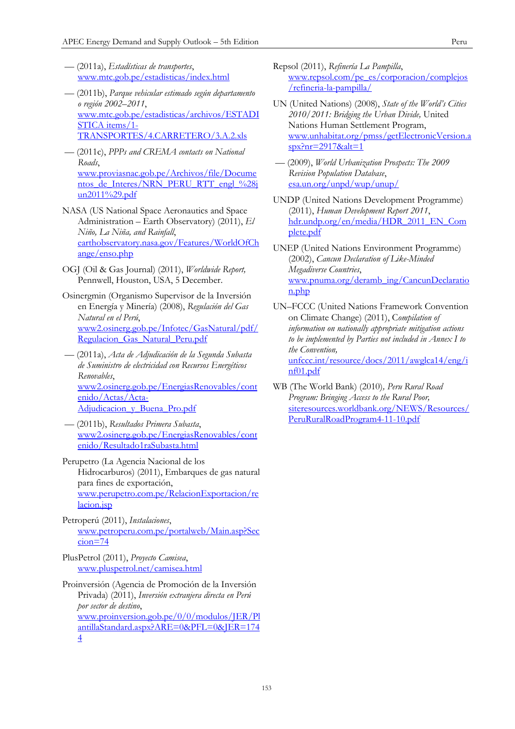— (2011a), *Estadísticas de transportes*, www.mtc.gob.pe/estadisticas/index.html

— (2011b), *Parque vehicular estimado según departamento o región 2002–2011*, www.mtc.gob.pe/estadisticas/archivos/ESTADISTICA items/1-TRANSPORTES/4.CARRETERO/3.A.2.xls

— (2011c), *PPPs and CREMA contacts on National Roads*, www.proviasnac.gob.pe/Archivos/file/Documentos_de_Interes/NRN_PERU_RTT_engl_%28jun2011%29.pdf

NASA (US National Space Aeronautics and Space Administration – Earth Observatory) (2011), *El Niño, La Niña, and Rainfall*, earthobservatory.nasa.gov/Features/WorldOfChange/enso.php

OGJ (Oil & Gas Journal) (2011), *Worldwide Report*, Pennwell, Houston, USA, 5 December.

Osinergmin (Organismo Supervisor de la Inversión en Energía y Minería) (2008), *Regulación del Gas Natural en el Perú*, www2.osinerg.gob.pe/Infotec/GasNatural/pdf/Regulacion_Gas_Natural_Peru.pdf

— (2011a), *Acta de Adjudicación de la Segunda Subasta de Suministro de electricidad con Recursos Energéticos Renovables*, www2.osinerg.gob.pe/EnergiasRenovables/contenido/Actas/Acta-Adjudicacion_y_Buena_Pro.pdf

— (2011b), *Resultados Primera Subasta*, www2.osinerg.gob.pe/EnergiasRenovables/contenido/Resultado1raSubasta.html

Perupetro (La Agencia Nacional de los Hidrocarburos) (2011), Embarques de gas natural para fines de exportación, www.perupetro.com.pe/RelacionExportacion/relacion.jsp

Petroperú (2011), *Instalaciones*, www.petroperu.com.pe/portalweb/Main.asp?Seccion=74

PlusPetrol (2011), *Proyecto Camisea*, www.pluspetrol.net/camisea.html

Proinversión (Agencia de Promoción de la Inversión Privada) (2011), *Inversión extranjera directa en Perú por sector de destino*, www.proinversion.gob.pe/0/0/modulos/JER/PlantillaStandard.aspx?ARE=0&PFL=0&JER=1744

Repsol (2011), *Refinería La Pampilla*, www.repsol.com/pe_es/corporacion/complejos/refineria-la-pampilla/

UN (United Nations) (2008), *State of the World's Cities 2010/2011: Bridging the Urban Divide,* United Nations Human Settlement Program, www.unhabitat.org/pmss/getElectronicVersion.aspx?nr=2917&alt=1

— (2009), *World Urbanization Prospects: The 2009 Revision Population Database*, esa.un.org/unpd/wup/unup/

UNDP (United Nations Development Programme) (2011), *Human Development Report 2011*, hdr.undp.org/en/media/HDR_2011_EN_Complete.pdf

UNEP (United Nations Environment Programme) (2002), *Cancun Declaration of Like-Minded Megadiverse Countries*, www.pnuma.org/deramb_ing/CancunDeclaration.php

UN–FCCC (United Nations Framework Convention on Climate Change) (2011), C*ompilation of information on nationally appropriate mitigation actions to be implemented by Parties not included in Annex I to the Convention,* unfccc.int/resource/docs/2011/awglca14/eng/inf01.pdf

WB (The World Bank) (2010)*, Peru Rural Road Program: Bringing Access to the Rural Poor,* siteresources.worldbank.org/NEWS/Resources/PeruRuralRoadProgram4-11-10.pdf